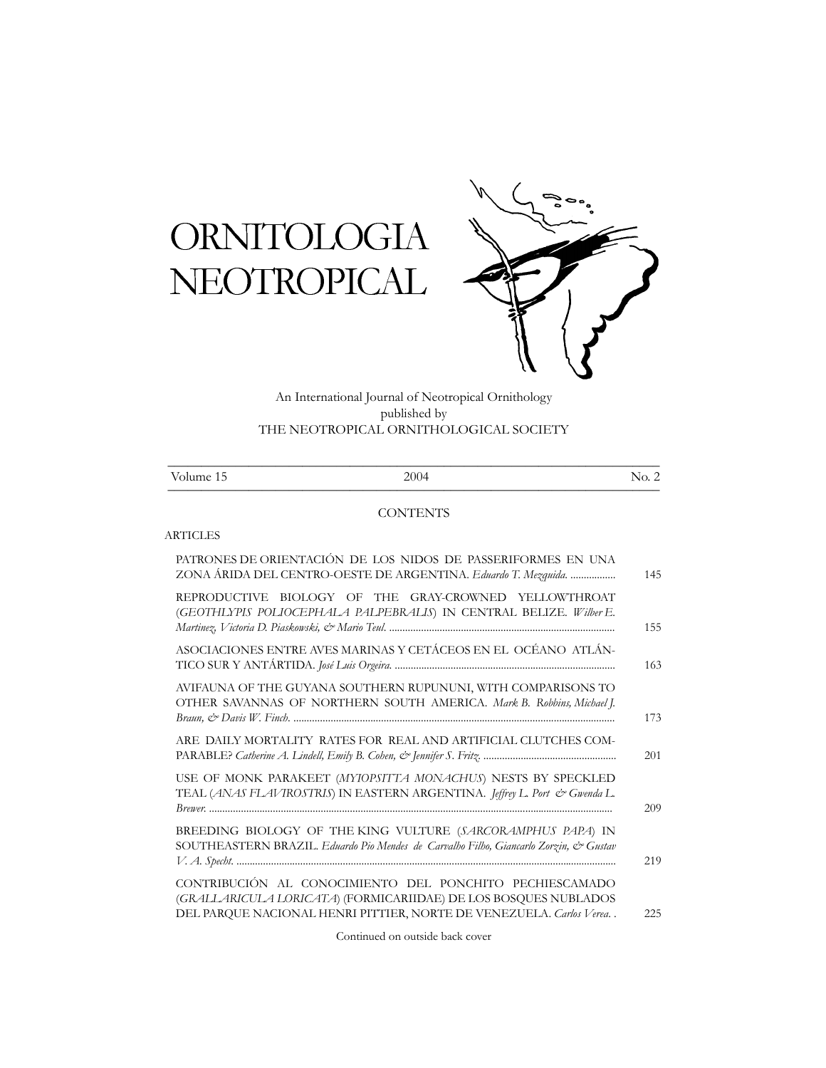# ORNITOLOGIA NEOTROPICAL

An International Journal of Neotropical Ornithology
published by
THE NEOTROPICAL ORNITHOLOGICAL SOCIETY

| Volume 15 | 2004 | No. 2 |
|---|---|---|

## CONTENTS

### ARTICLES

| | |
|---|---|
| PATRONES DE ORIENTACIÓN DE LOS NIDOS DE PASSERIFORMES EN UNA ZONA ÁRIDA DEL CENTRO-OESTE DE ARGENTINA. *Eduardo T. Mezquida.* | 145 |
| REPRODUCTIVE BIOLOGY OF THE GRAY-CROWNED YELLOWTHROAT (*GEOTHLYPIS POLIOCEPHALA PALPEBRALIS*) IN CENTRAL BELIZE. *Wilber E. Martinez, Victoria D. Piaskowski, & Mario Teul.* | 155 |
| ASOCIACIONES ENTRE AVES MARINAS Y CETÁCEOS EN EL OCÉANO ATLÁNTICO SUR Y ANTÁRTIDA. *José Luis Orgeira.* | 163 |
| AVIFAUNA OF THE GUYANA SOUTHERN RUPUNUNI, WITH COMPARISONS TO OTHER SAVANNAS OF NORTHERN SOUTH AMERICA. *Mark B. Robbins, Michael J. Braun, & Davis W. Finch.* | 173 |
| ARE DAILY MORTALITY RATES FOR REAL AND ARTIFICIAL CLUTCHES COMPARABLE? *Catherine A. Lindell, Emily B. Cohen, & Jennifer S. Fritz.* | 201 |
| USE OF MONK PARAKEET (*MYIOPSITTA MONACHUS*) NESTS BY SPECKLED TEAL (*ANAS FLAVIROSTRIS*) IN EASTERN ARGENTINA. *Jeffrey L. Port & Gwenda L. Brewer.* | 209 |
| BREEDING BIOLOGY OF THE KING VULTURE (*SARCORAMPHUS PAPA*) IN SOUTHEASTERN BRAZIL. *Eduardo Pio Mendes de Carvalho Filho, Giancarlo Zorzin, & Gustav V. A. Specht.* | 219 |
| CONTRIBUCIÓN AL CONOCIMIENTO DEL PONCHITO PECHIESCAMADO (*GRALLARICULA LORICATA*) (FORMICARIIDAE) DE LOS BOSQUES NUBLADOS DEL PARQUE NACIONAL HENRI PITTIER, NORTE DE VENEZUELA. *Carlos Verea.* | 225 |

Continued on outside back cover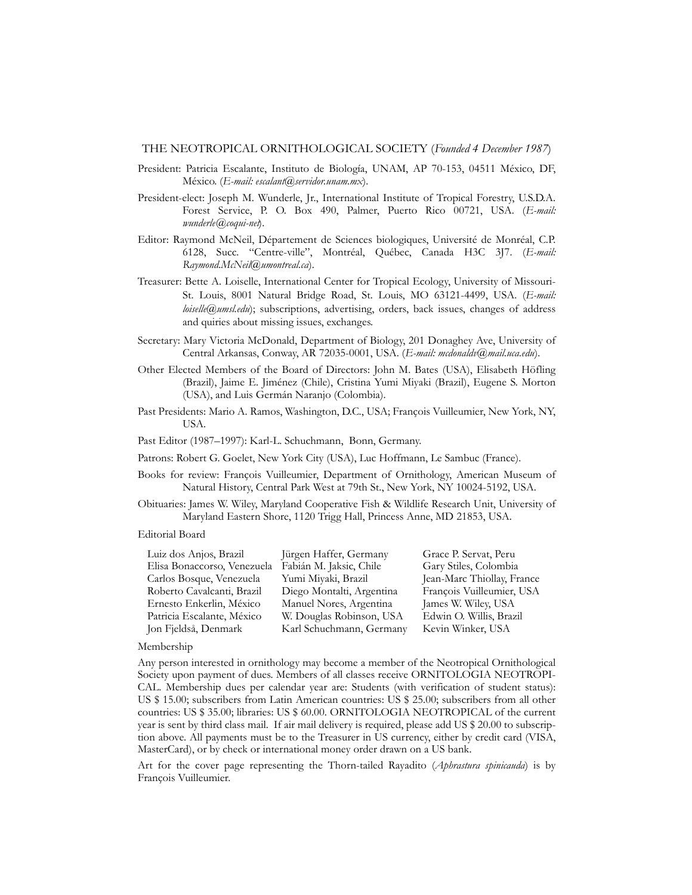# THE NEOTROPICAL ORNITHOLOGICAL SOCIETY (*Founded 4 December 1987*)

President: Patricia Escalante, Instituto de Biología, UNAM, AP 70-153, 04511 México, DF, México. (*E-mail: escalant@servidor.unam.mx*).

President-elect: Joseph M. Wunderle, Jr., International Institute of Tropical Forestry, U.S.D.A. Forest Service, P. O. Box 490, Palmer, Puerto Rico 00721, USA. (*E-mail: wunderle@coqui-net*).

Editor: Raymond McNeil, Département de Sciences biologiques, Université de Monréal, C.P. 6128, Succ. "Centre-ville", Montréal, Québec, Canada H3C 3J7. (*E-mail: Raymond.McNeil@umontreal.ca*).

Treasurer: Bette A. Loiselle, International Center for Tropical Ecology, University of Missouri-St. Louis, 8001 Natural Bridge Road, St. Louis, MO 63121-4499, USA. (*E-mail: loiselle@umsl.edu*); subscriptions, advertising, orders, back issues, changes of address and quiries about missing issues, exchanges.

Secretary: Mary Victoria McDonald, Department of Biology, 201 Donaghey Ave, University of Central Arkansas, Conway, AR 72035-0001, USA. (*E-mail: mcdonaldv@mail.uca.edu*).

Other Elected Members of the Board of Directors: John M. Bates (USA), Elisabeth Höfling (Brazil), Jaime E. Jiménez (Chile), Cristina Yumi Miyaki (Brazil), Eugene S. Morton (USA), and Luis Germán Naranjo (Colombia).

Past Presidents: Mario A. Ramos, Washington, D.C., USA; François Vuilleumier, New York, NY, USA.

Past Editor (1987–1997): Karl-L. Schuchmann, Bonn, Germany.

Patrons: Robert G. Goelet, New York City (USA), Luc Hoffmann, Le Sambuc (France).

Books for review: François Vuilleumier, Department of Ornithology, American Museum of Natural History, Central Park West at 79th St., New York, NY 10024-5192, USA.

Obituaries: James W. Wiley, Maryland Cooperative Fish & Wildlife Research Unit, University of Maryland Eastern Shore, 1120 Trigg Hall, Princess Anne, MD 21853, USA.

Editorial Board

| | | |
|---|---|---|
| Luiz dos Anjos, Brazil | Jürgen Haffer, Germany | Grace P. Servat, Peru |
| Elisa Bonaccorso, Venezuela | Fabián M. Jaksic, Chile | Gary Stiles, Colombia |
| Carlos Bosque, Venezuela | Yumi Miyaki, Brazil | Jean-Marc Thiollay, France |
| Roberto Cavalcanti, Brazil | Diego Montalti, Argentina | François Vuilleumier, USA |
| Ernesto Enkerlin, México | Manuel Nores, Argentina | James W. Wiley, USA |
| Patricia Escalante, México | W. Douglas Robinson, USA | Edwin O. Willis, Brazil |
| Jon Fjeldså, Denmark | Karl Schuchmann, Germany | Kevin Winker, USA |

Membership

Any person interested in ornithology may become a member of the Neotropical Ornithological Society upon payment of dues. Members of all classes receive ORNITOLOGIA NEOTROPICAL. Membership dues per calendar year are: Students (with verification of student status): US $ 15.00; subscribers from Latin American countries: US $ 25.00; subscribers from all other countries: US $ 35.00; libraries: US $ 60.00. ORNITOLOGIA NEOTROPICAL of the current year is sent by third class mail. If air mail delivery is required, please add US $ 20.00 to subscription above. All payments must be to the Treasurer in US currency, either by credit card (VISA, MasterCard), or by check or international money order drawn on a US bank.

Art for the cover page representing the Thorn-tailed Rayadito (*Aphrastura spinicauda*) is by François Vuilleumier.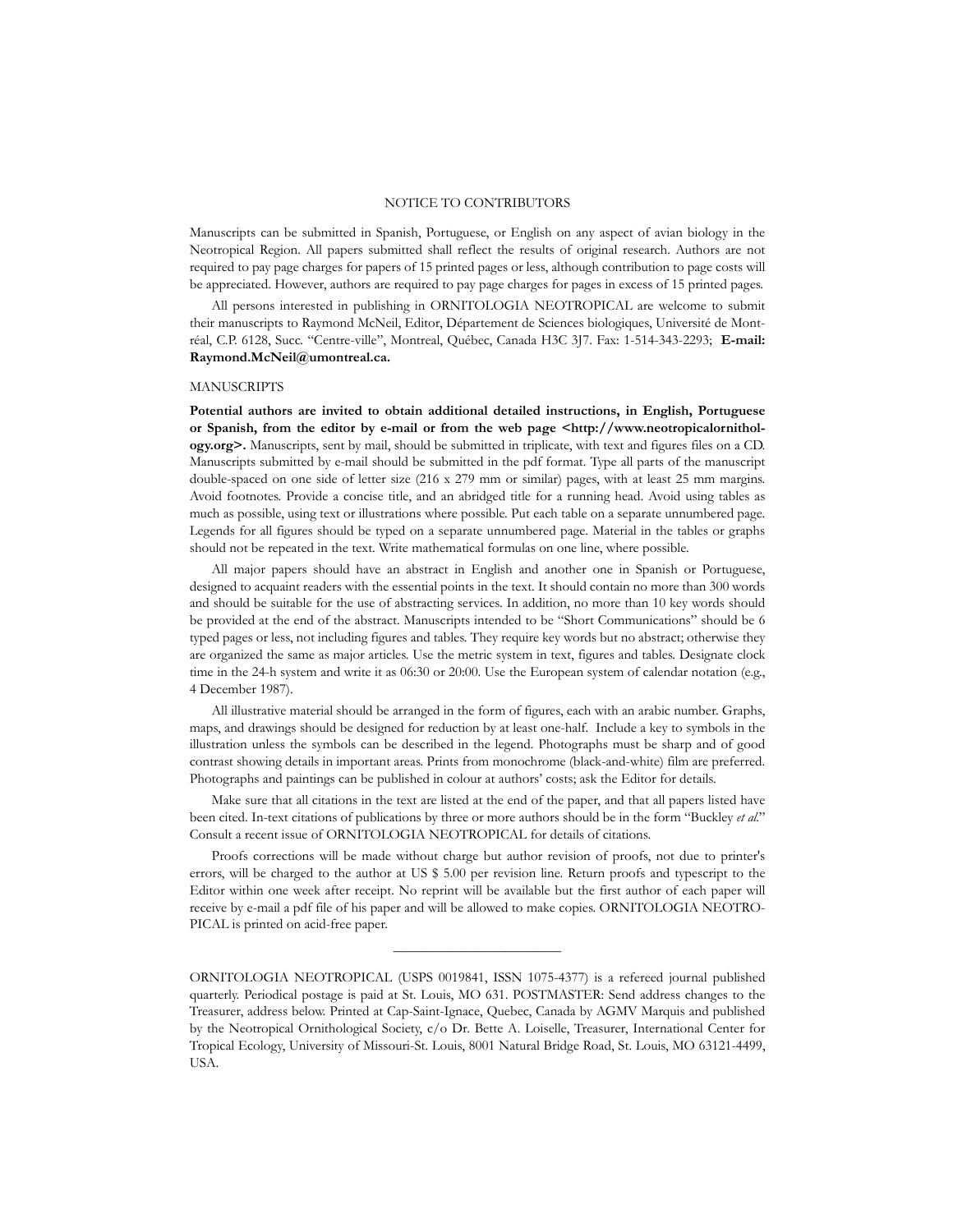## NOTICE TO CONTRIBUTORS

Manuscripts can be submitted in Spanish, Portuguese, or English on any aspect of avian biology in the Neotropical Region. All papers submitted shall reflect the results of original research. Authors are not required to pay page charges for papers of 15 printed pages or less, although contribution to page costs will be appreciated. However, authors are required to pay page charges for pages in excess of 15 printed pages.

All persons interested in publishing in ORNITOLOGIA NEOTROPICAL are welcome to submit their manuscripts to Raymond McNeil, Editor, Département de Sciences biologiques, Université de Montréal, C.P. 6128, Succ. "Centre-ville", Montreal, Québec, Canada H3C 3J7. Fax: 1-514-343-2293; **E-mail: Raymond.McNeil@umontreal.ca.**

### MANUSCRIPTS

**Potential authors are invited to obtain additional detailed instructions, in English, Portuguese or Spanish, from the editor by e-mail or from the web page <http://www.neotropicalornithology.org>.** Manuscripts, sent by mail, should be submitted in triplicate, with text and figures files on a CD. Manuscripts submitted by e-mail should be submitted in the pdf format. Type all parts of the manuscript double-spaced on one side of letter size (216 x 279 mm or similar) pages, with at least 25 mm margins. Avoid footnotes. Provide a concise title, and an abridged title for a running head. Avoid using tables as much as possible, using text or illustrations where possible. Put each table on a separate unnumbered page. Legends for all figures should be typed on a separate unnumbered page. Material in the tables or graphs should not be repeated in the text. Write mathematical formulas on one line, where possible.

All major papers should have an abstract in English and another one in Spanish or Portuguese, designed to acquaint readers with the essential points in the text. It should contain no more than 300 words and should be suitable for the use of abstracting services. In addition, no more than 10 key words should be provided at the end of the abstract. Manuscripts intended to be "Short Communications" should be 6 typed pages or less, not including figures and tables. They require key words but no abstract; otherwise they are organized the same as major articles. Use the metric system in text, figures and tables. Designate clock time in the 24-h system and write it as 06:30 or 20:00. Use the European system of calendar notation (e.g., 4 December 1987).

All illustrative material should be arranged in the form of figures, each with an arabic number. Graphs, maps, and drawings should be designed for reduction by at least one-half. Include a key to symbols in the illustration unless the symbols can be described in the legend. Photographs must be sharp and of good contrast showing details in important areas. Prints from monochrome (black-and-white) film are preferred. Photographs and paintings can be published in colour at authors' costs; ask the Editor for details.

Make sure that all citations in the text are listed at the end of the paper, and that all papers listed have been cited. In-text citations of publications by three or more authors should be in the form "Buckley *et al*." Consult a recent issue of ORNITOLOGIA NEOTROPICAL for details of citations.

Proofs corrections will be made without charge but author revision of proofs, not due to printer's errors, will be charged to the author at US $ 5.00 per revision line. Return proofs and typescript to the Editor within one week after receipt. No reprint will be available but the first author of each paper will receive by e-mail a pdf file of his paper and will be allowed to make copies. ORNITOLOGIA NEOTROPICAL is printed on acid-free paper.

---

ORNITOLOGIA NEOTROPICAL (USPS 0019841, ISSN 1075-4377) is a refereed journal published quarterly. Periodical postage is paid at St. Louis, MO 631. POSTMASTER: Send address changes to the Treasurer, address below. Printed at Cap-Saint-Ignace, Quebec, Canada by AGMV Marquis and published by the Neotropical Ornithological Society, c/o Dr. Bette A. Loiselle, Treasurer, International Center for Tropical Ecology, University of Missouri-St. Louis, 8001 Natural Bridge Road, St. Louis, MO 63121-4499, USA.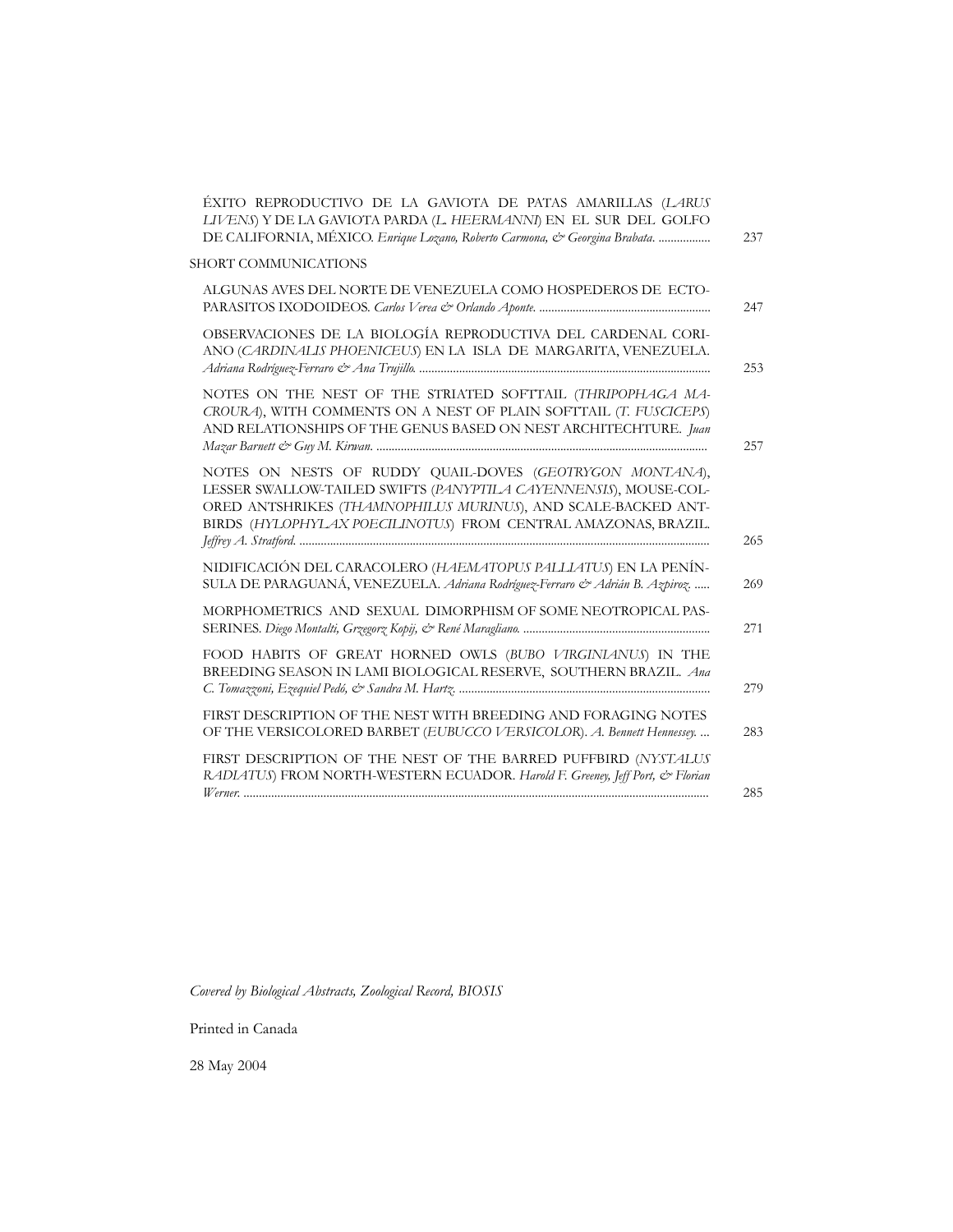ÉXITO REPRODUCTIVO DE LA GAVIOTA DE PATAS AMARILLAS (*LARUS LIVENS*) Y DE LA GAVIOTA PARDA (*L. HEERMANNI*) EN EL SUR DEL GOLFO DE CALIFORNIA, MÉXICO. *Enrique Lozano, Roberto Carmona, & Georgina Brabata.* ................. 237

## SHORT COMMUNICATIONS

ALGUNAS AVES DEL NORTE DE VENEZUELA COMO HOSPEDEROS DE ECTOPARASITOS IXODOIDEOS. *Carlos Verea & Orlando Aponte.* ........................................................ 247

OBSERVACIONES DE LA BIOLOGÍA REPRODUCTIVA DEL CARDENAL CORIANO (*CARDINALIS PHOENICEUS*) EN LA ISLA DE MARGARITA, VENEZUELA. *Adriana Rodríguez-Ferraro & Ana Trujillo.* .............................................................................. 253

NOTES ON THE NEST OF THE STRIATED SOFTTAIL (*THRIPOPHAGA MACROURA*), WITH COMMENTS ON A NEST OF PLAIN SOFTTAIL (*T. FUSCICEPS*) AND RELATIONSHIPS OF THE GENUS BASED ON NEST ARCHITECHTURE. *Juan Mazar Barnett & Guy M. Kirwan.* ........................................................................................................... 257

NOTES ON NESTS OF RUDDY QUAIL-DOVES (*GEOTRYGON MONTANA*), LESSER SWALLOW-TAILED SWIFTS (*PANYPTILA CAYENNENSIS*), MOUSE-COLORED ANTSHRIKES (*THAMNOPHILUS MURINUS*), AND SCALE-BACKED ANTBIRDS (*HYLOPHYLAX POECILINOTUS*) FROM CENTRAL AMAZONAS, BRAZIL. *Jeffrey A. Stratford.* ..................................................................................................................... 265

NIDIFICACIÓN DEL CARACOLERO (*HAEMATOPUS PALLIATUS*) EN LA PENÍNSULA DE PARAGUANÁ, VENEZUELA. *Adriana Rodríguez-Ferraro & Adrián B. Azpiroz.* ..... 269

MORPHOMETRICS AND SEXUAL DIMORPHISM OF SOME NEOTROPICAL PASSERINES. *Diego Montalti, Grzegorz Kopij, & René Maragliano.* ............................................................ 271

FOOD HABITS OF GREAT HORNED OWLS (*BUBO VIRGINIANUS*) IN THE BREEDING SEASON IN LAMI BIOLOGICAL RESERVE, SOUTHERN BRAZIL. *Ana C. Tomazzoni, Ezequiel Pedó, & Sandra M. Hartz.* .................................................................................. 279

FIRST DESCRIPTION OF THE NEST WITH BREEDING AND FORAGING NOTES OF THE VERSICOLORED BARBET (*EUBUCCO VERSICOLOR*). *A. Bennett Hennessey.* ... 283

FIRST DESCRIPTION OF THE NEST OF THE BARRED PUFFBIRD (*NYSTALUS RADIATUS*) FROM NORTH-WESTERN ECUADOR. *Harold F. Greeney, Jeff Port, & Florian Werner.* ..................................................................................................................................... 285

*Covered by Biological Abstracts, Zoological Record, BIOSIS*

Printed in Canada

28 May 2004